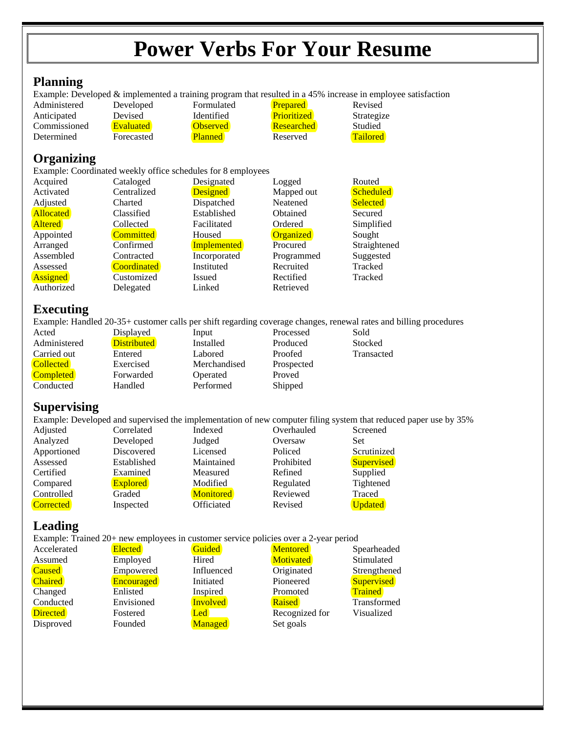# Power Verbs For Your Resume

## Planning

Example: Developed & implemented a training program that resulted in a 45% increase in employee satisfaction

| | | | | |
|---|---|---|---|---|
| Administered | Developed | Formulated | Prepared | Revised |
| Anticipated | Devised | Identified | Prioritized | Strategize |
| Commissioned | Evaluated | Observed | Researched | Studied |
| Determined | Forecasted | Planned | Reserved | Tailored |

## Organizing

Example: Coordinated weekly office schedules for 8 employees

| | | | | |
|---|---|---|---|---|
| Acquired | Cataloged | Designated | Logged | Routed |
| Activated | Centralized | Designed | Mapped out | Scheduled |
| Adjusted | Charted | Dispatched | Neatened | Selected |
| Allocated | Classified | Established | Obtained | Secured |
| Altered | Collected | Facilitated | Ordered | Simplified |
| Appointed | Committed | Housed | Organized | Sought |
| Arranged | Confirmed | Implemented | Procured | Straightened |
| Assembled | Contracted | Incorporated | Programmed | Suggested |
| Assessed | Coordinated | Instituted | Recruited | Tracked |
| Assigned | Customized | Issued | Rectified | Tracked |
| Authorized | Delegated | Linked | Retrieved | |

## Executing

Example: Handled 20-35+ customer calls per shift regarding coverage changes, renewal rates and billing procedures

| | | | | |
|---|---|---|---|---|
| Acted | Displayed | Input | Processed | Sold |
| Administered | Distributed | Installed | Produced | Stocked |
| Carried out | Entered | Labored | Proofed | Transacted |
| Collected | Exercised | Merchandised | Prospected | |
| Completed | Forwarded | Operated | Proved | |
| Conducted | Handled | Performed | Shipped | |

## Supervising

Example: Developed and supervised the implementation of new computer filing system that reduced paper use by 35%

| | | | | |
|---|---|---|---|---|
| Adjusted | Correlated | Indexed | Overhauled | Screened |
| Analyzed | Developed | Judged | Oversaw | Set |
| Apportioned | Discovered | Licensed | Policed | Scrutinized |
| Assessed | Established | Maintained | Prohibited | Supervised |
| Certified | Examined | Measured | Refined | Supplied |
| Compared | Explored | Modified | Regulated | Tightened |
| Controlled | Graded | Monitored | Reviewed | Traced |
| Corrected | Inspected | Officiated | Revised | Updated |

## Leading

Example: Trained 20+ new employees in customer service policies over a 2-year period

| | | | | |
|---|---|---|---|---|
| Accelerated | Elected | Guided | Mentored | Spearheaded |
| Assumed | Employed | Hired | Motivated | Stimulated |
| Caused | Empowered | Influenced | Originated | Strengthened |
| Chaired | Encouraged | Initiated | Pioneered | Supervised |
| Changed | Enlisted | Inspired | Promoted | Trained |
| Conducted | Envisioned | Involved | Raised | Transformed |
| Directed | Fostered | Led | Recognized for | Visualized |
| Disproved | Founded | Managed | Set goals | |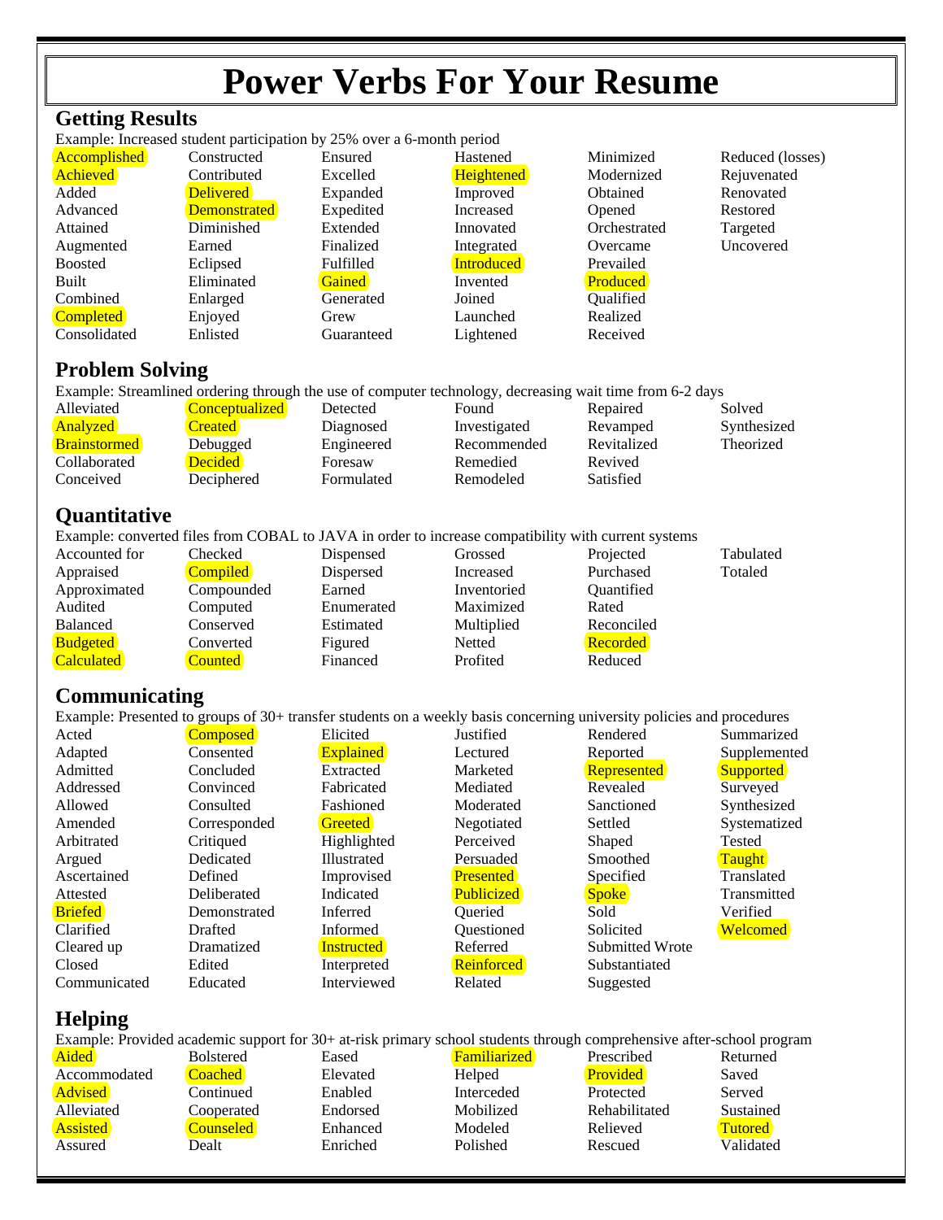# Power Verbs For Your Resume

## Getting Results

Example: Increased student participation by 25% over a 6-month period

| | | | | | |
|---|---|---|---|---|---|
| Accomplished | Constructed | Ensured | Hastened | Minimized | Reduced (losses) |
| Achieved | Contributed | Excelled | Heightened | Modernized | Rejuvenated |
| Added | Delivered | Expanded | Improved | Obtained | Renovated |
| Advanced | Demonstrated | Expedited | Increased | Opened | Restored |
| Attained | Diminished | Extended | Innovated | Orchestrated | Targeted |
| Augmented | Earned | Finalized | Integrated | Overcame | Uncovered |
| Boosted | Eclipsed | Fulfilled | Introduced | Prevailed | |
| Built | Eliminated | Gained | Invented | Produced | |
| Combined | Enlarged | Generated | Joined | Qualified | |
| Completed | Enjoyed | Grew | Launched | Realized | |
| Consolidated | Enlisted | Guaranteed | Lightened | Received | |

## Problem Solving

Example: Streamlined ordering through the use of computer technology, decreasing wait time from 6-2 days

| | | | | | |
|---|---|---|---|---|---|
| Alleviated | Conceptualized | Detected | Found | Repaired | Solved |
| Analyzed | Created | Diagnosed | Investigated | Revamped | Synthesized |
| Brainstormed | Debugged | Engineered | Recommended | Revitalized | Theorized |
| Collaborated | Decided | Foresaw | Remedied | Revived | |
| Conceived | Deciphered | Formulated | Remodeled | Satisfied | |

## Quantitative

Example: converted files from COBAL to JAVA in order to increase compatibility with current systems

| | | | | | |
|---|---|---|---|---|---|
| Accounted for | Checked | Dispensed | Grossed | Projected | Tabulated |
| Appraised | Compiled | Dispersed | Increased | Purchased | Totaled |
| Approximated | Compounded | Earned | Inventoried | Quantified | |
| Audited | Computed | Enumerated | Maximized | Rated | |
| Balanced | Conserved | Estimated | Multiplied | Reconciled | |
| Budgeted | Converted | Figured | Netted | Recorded | |
| Calculated | Counted | Financed | Profited | Reduced | |

## Communicating

Example: Presented to groups of 30+ transfer students on a weekly basis concerning university policies and procedures

| | | | | | |
|---|---|---|---|---|---|
| Acted | Composed | Elicited | Justified | Rendered | Summarized |
| Adapted | Consented | Explained | Lectured | Reported | Supplemented |
| Admitted | Concluded | Extracted | Marketed | Represented | Supported |
| Addressed | Convinced | Fabricated | Mediated | Revealed | Surveyed |
| Allowed | Consulted | Fashioned | Moderated | Sanctioned | Synthesized |
| Amended | Corresponded | Greeted | Negotiated | Settled | Systematized |
| Arbitrated | Critiqued | Highlighted | Perceived | Shaped | Tested |
| Argued | Dedicated | Illustrated | Persuaded | Smoothed | Taught |
| Ascertained | Defined | Improvised | Presented | Specified | Translated |
| Attested | Deliberated | Indicated | Publicized | Spoke | Transmitted |
| Briefed | Demonstrated | Inferred | Queried | Sold | Verified |
| Clarified | Drafted | Informed | Questioned | Solicited | Welcomed |
| Cleared up | Dramatized | Instructed | Referred | Submitted Wrote | |
| Closed | Edited | Interpreted | Reinforced | Substantiated | |
| Communicated | Educated | Interviewed | Related | Suggested | |

## Helping

Example: Provided academic support for 30+ at-risk primary school students through comprehensive after-school program

| | | | | | |
|---|---|---|---|---|---|
| Aided | Bolstered | Eased | Familiarized | Prescribed | Returned |
| Accommodated | Coached | Elevated | Helped | Provided | Saved |
| Advised | Continued | Enabled | Interceded | Protected | Served |
| Alleviated | Cooperated | Endorsed | Mobilized | Rehabilitated | Sustained |
| Assisted | Counseled | Enhanced | Modeled | Relieved | Tutored |
| Assured | Dealt | Enriched | Polished | Rescued | Validated |